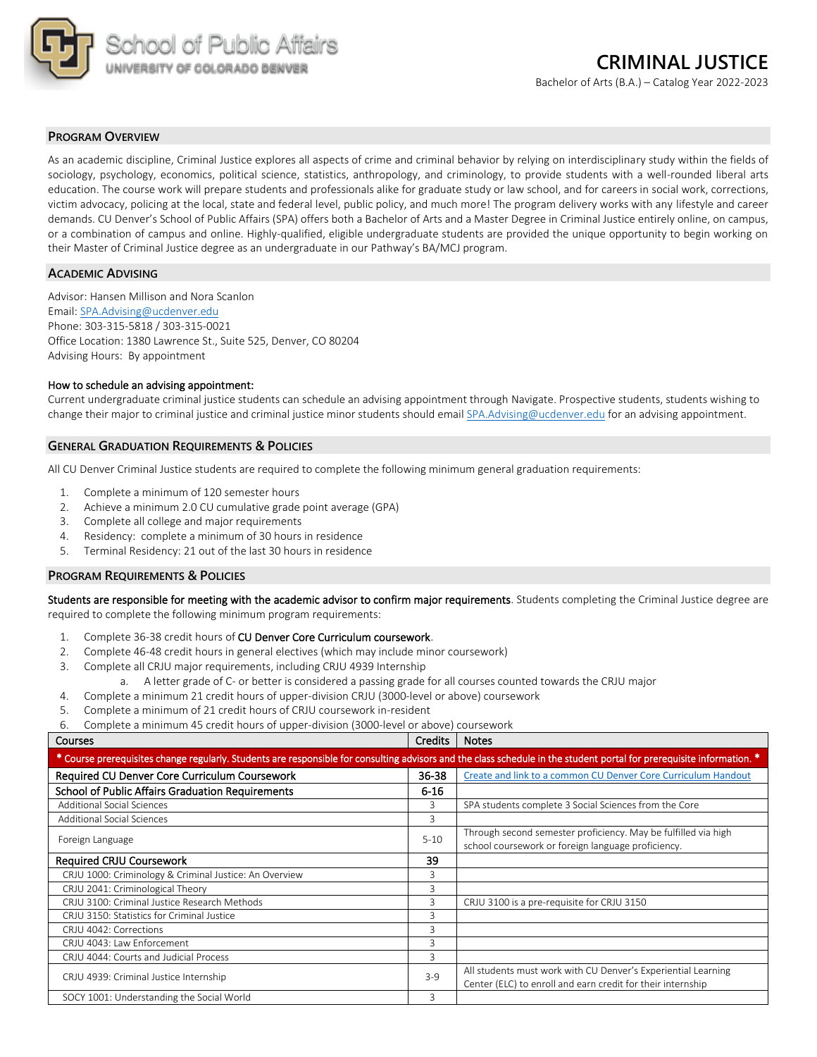School of Public Affairs
UNIVERSITY OF COLORADO DENVER

# CRIMINAL JUSTICE

Bachelor of Arts (B.A.) – Catalog Year 2022-2023

## PROGRAM OVERVIEW

As an academic discipline, Criminal Justice explores all aspects of crime and criminal behavior by relying on interdisciplinary study within the fields of sociology, psychology, economics, political science, statistics, anthropology, and criminology, to provide students with a well-rounded liberal arts education. The course work will prepare students and professionals alike for graduate study or law school, and for careers in social work, corrections, victim advocacy, policing at the local, state and federal level, public policy, and much more! The program delivery works with any lifestyle and career demands. CU Denver's School of Public Affairs (SPA) offers both a Bachelor of Arts and a Master Degree in Criminal Justice entirely online, on campus, or a combination of campus and online. Highly-qualified, eligible undergraduate students are provided the unique opportunity to begin working on their Master of Criminal Justice degree as an undergraduate in our Pathway's BA/MCJ program.

## ACADEMIC ADVISING

Advisor: Hansen Millison and Nora Scanlon
Email: SPA.Advising@ucdenver.edu
Phone: 303-315-5818 / 303-315-0021
Office Location: 1380 Lawrence St., Suite 525, Denver, CO 80204
Advising Hours: By appointment

How to schedule an advising appointment:
Current undergraduate criminal justice students can schedule an advising appointment through Navigate. Prospective students, students wishing to change their major to criminal justice and criminal justice minor students should email SPA.Advising@ucdenver.edu for an advising appointment.

## GENERAL GRADUATION REQUIREMENTS & POLICIES

All CU Denver Criminal Justice students are required to complete the following minimum general graduation requirements:

1. Complete a minimum of 120 semester hours
2. Achieve a minimum 2.0 CU cumulative grade point average (GPA)
3. Complete all college and major requirements
4. Residency: complete a minimum of 30 hours in residence
5. Terminal Residency: 21 out of the last 30 hours in residence

## PROGRAM REQUIREMENTS & POLICIES

**Students are responsible for meeting with the academic advisor to confirm major requirements**. Students completing the Criminal Justice degree are required to complete the following minimum program requirements:

1. Complete 36-38 credit hours of CU Denver Core Curriculum coursework.
2. Complete 46-48 credit hours in general electives (which may include minor coursework)
3. Complete all CRJU major requirements, including CRJU 4939 Internship
   a. A letter grade of C- or better is considered a passing grade for all courses counted towards the CRJU major
4. Complete a minimum 21 credit hours of upper-division CRJU (3000-level or above) coursework
5. Complete a minimum of 21 credit hours of CRJU coursework in-resident
6. Complete a minimum 45 credit hours of upper-division (3000-level or above) coursework

| Courses | Credits | Notes |
|---|---|---|
| * Course prerequisites change regularly. Students are responsible for consulting advisors and the class schedule in the student portal for prerequisite information. * | | |
| **Required CU Denver Core Curriculum Coursework** | **36-38** | Create and link to a common CU Denver Core Curriculum Handout |
| **School of Public Affairs Graduation Requirements** | **6-16** | |
| Additional Social Sciences | 3 | SPA students complete 3 Social Sciences from the Core |
| Additional Social Sciences | 3 | |
| Foreign Language | 5-10 | Through second semester proficiency. May be fulfilled via high school coursework or foreign language proficiency. |
| **Required CRJU Coursework** | **39** | |
| CRJU 1000: Criminology & Criminal Justice: An Overview | 3 | |
| CRJU 2041: Criminological Theory | 3 | |
| CRJU 3100: Criminal Justice Research Methods | 3 | CRJU 3100 is a pre-requisite for CRJU 3150 |
| CRJU 3150: Statistics for Criminal Justice | 3 | |
| CRJU 4042: Corrections | 3 | |
| CRJU 4043: Law Enforcement | 3 | |
| CRJU 4044: Courts and Judicial Process | 3 | |
| CRJU 4939: Criminal Justice Internship | 3-9 | All students must work with CU Denver's Experiential Learning Center (ELC) to enroll and earn credit for their internship |
| SOCY 1001: Understanding the Social World | 3 | |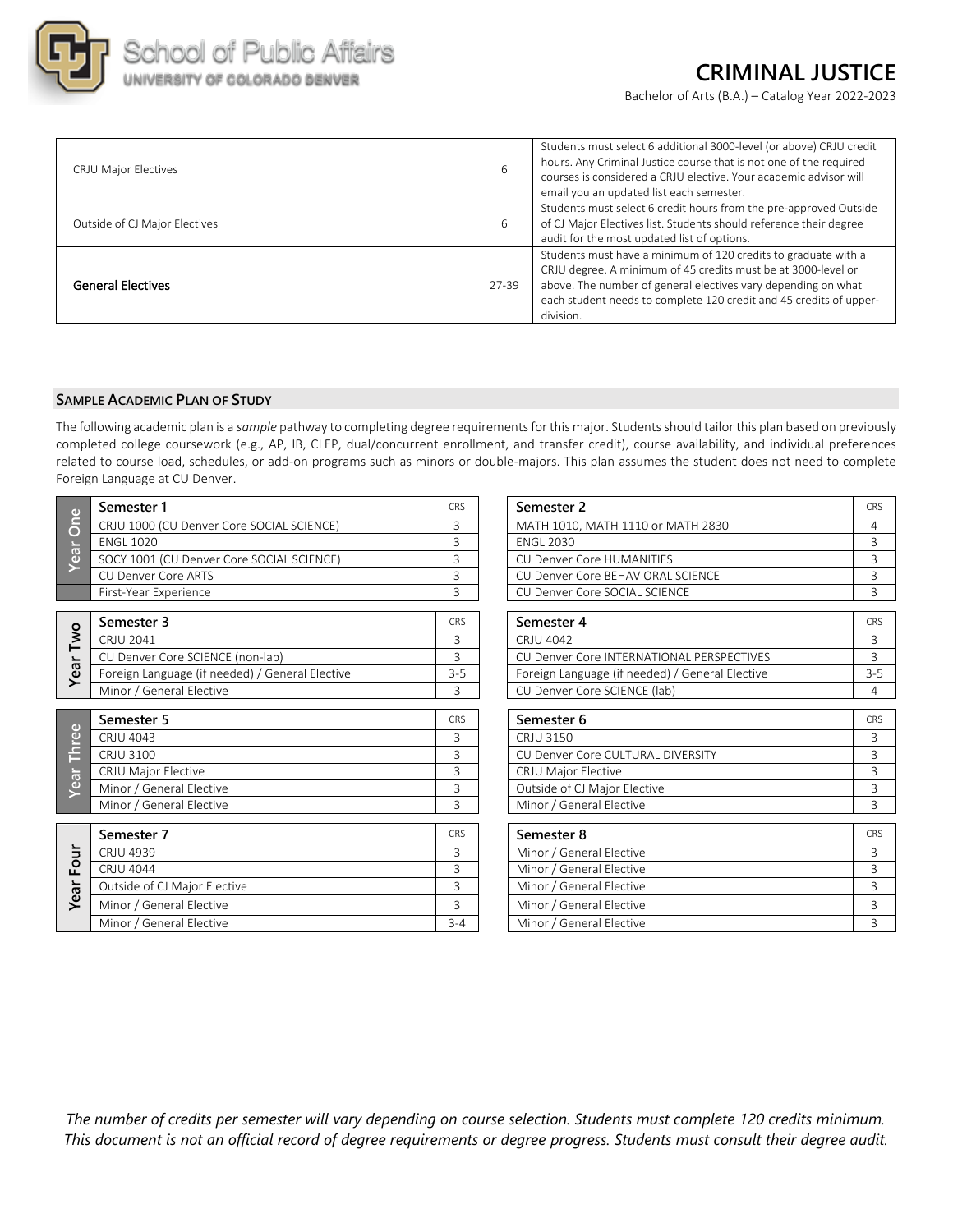| | | |
|---|---|---|
| CRJU Major Electives | 6 | Students must select 6 additional 3000-level (or above) CRJU credit hours. Any Criminal Justice course that is not one of the required courses is considered a CRJU elective. Your academic advisor will email you an updated list each semester. |
| Outside of CJ Major Electives | 6 | Students must select 6 credit hours from the pre-approved Outside of CJ Major Electives list. Students should reference their degree audit for the most updated list of options. |
| **General Electives** | 27-39 | Students must have a minimum of 120 credits to graduate with a CRJU degree. A minimum of 45 credits must be at 3000-level or above. The number of general electives vary depending on what each student needs to complete 120 credit and 45 credits of upper-division. |

## Sample Academic Plan of Study

The following academic plan is a *sample* pathway to completing degree requirements for this major. Students should tailor this plan based on previously completed college coursework (e.g., AP, IB, CLEP, dual/concurrent enrollment, and transfer credit), course availability, and individual preferences related to course load, schedules, or add-on programs such as minors or double-majors. This plan assumes the student does not need to complete Foreign Language at CU Denver.

### Year One

| Semester 1 | CRS |
|---|---|
| CRJU 1000 (CU Denver Core SOCIAL SCIENCE) | 3 |
| ENGL 1020 | 3 |
| SOCY 1001 (CU Denver Core SOCIAL SCIENCE) | 3 |
| CU Denver Core ARTS | 3 |
| First-Year Experience | 3 |

| Semester 2 | CRS |
|---|---|
| MATH 1010, MATH 1110 or MATH 2830 | 4 |
| ENGL 2030 | 3 |
| CU Denver Core HUMANITIES | 3 |
| CU Denver Core BEHAVIORAL SCIENCE | 3 |
| CU Denver Core SOCIAL SCIENCE | 3 |

### Year Two

| Semester 3 | CRS |
|---|---|
| CRJU 2041 | 3 |
| CU Denver Core SCIENCE (non-lab) | 3 |
| Foreign Language (if needed) / General Elective | 3-5 |
| Minor / General Elective | 3 |

| Semester 4 | CRS |
|---|---|
| CRJU 4042 | 3 |
| CU Denver Core INTERNATIONAL PERSPECTIVES | 3 |
| Foreign Language (if needed) / General Elective | 3-5 |
| CU Denver Core SCIENCE (lab) | 4 |

### Year Three

| Semester 5 | CRS |
|---|---|
| CRJU 4043 | 3 |
| CRJU 3100 | 3 |
| CRJU Major Elective | 3 |
| Minor / General Elective | 3 |
| Minor / General Elective | 3 |

| Semester 6 | CRS |
|---|---|
| CRJU 3150 | 3 |
| CU Denver Core CULTURAL DIVERSITY | 3 |
| CRJU Major Elective | 3 |
| Outside of CJ Major Elective | 3 |
| Minor / General Elective | 3 |

### Year Four

| Semester 7 | CRS |
|---|---|
| CRJU 4939 | 3 |
| CRJU 4044 | 3 |
| Outside of CJ Major Elective | 3 |
| Minor / General Elective | 3 |
| Minor / General Elective | 3-4 |

| Semester 8 | CRS |
|---|---|
| Minor / General Elective | 3 |
| Minor / General Elective | 3 |
| Minor / General Elective | 3 |
| Minor / General Elective | 3 |
| Minor / General Elective | 3 |

*The number of credits per semester will vary depending on course selection. Students must complete 120 credits minimum. This document is not an official record of degree requirements or degree progress. Students must consult their degree audit.*